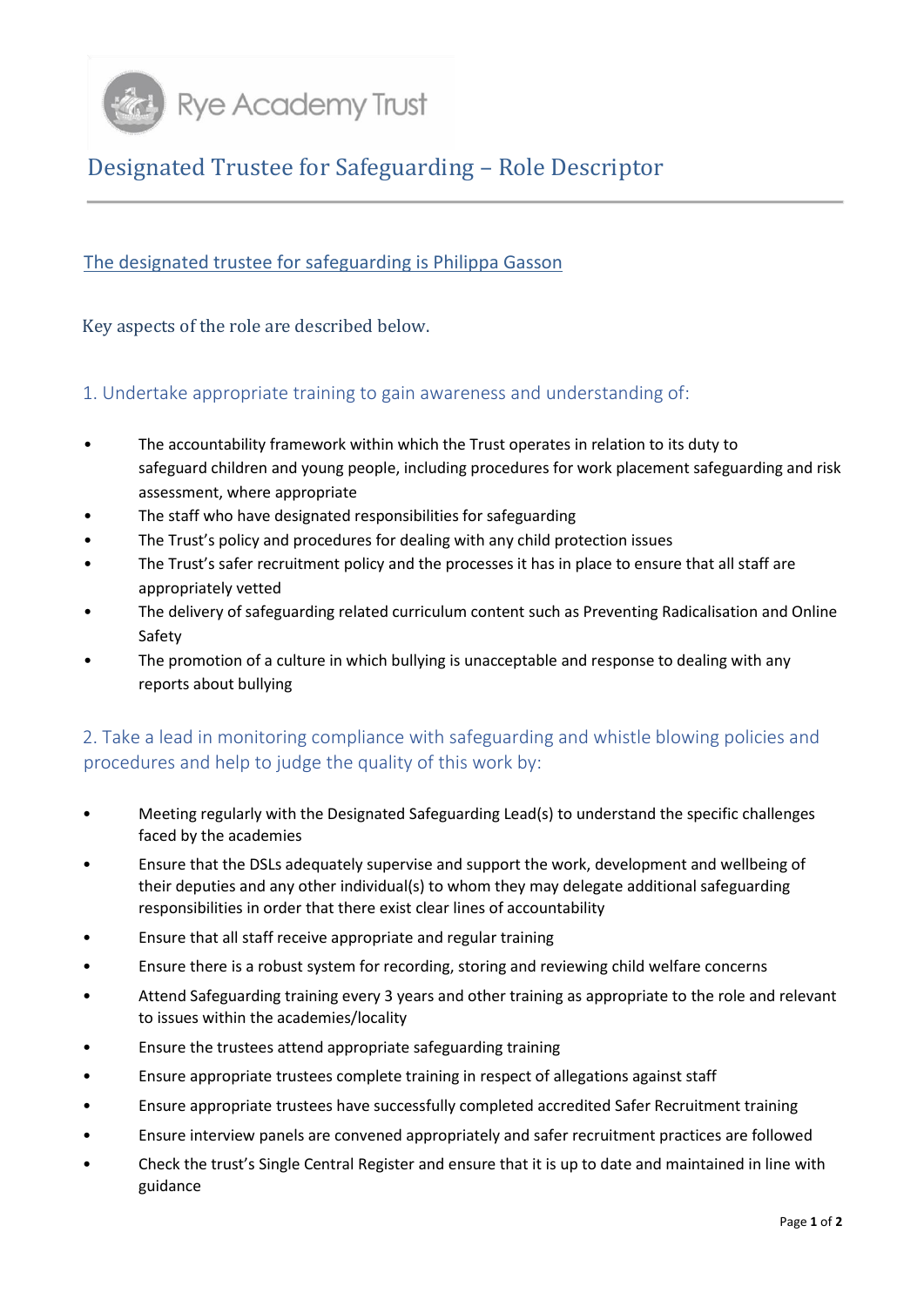Rye Academy Trust

# Designated Trustee for Safeguarding – Role Descriptor

The designated trustee for safeguarding is Philippa Gasson

Key aspects of the role are described below.

## 1. Undertake appropriate training to gain awareness and understanding of:

- The accountability framework within which the Trust operates in relation to its duty to safeguard children and young people, including procedures for work placement safeguarding and risk assessment, where appropriate
- The staff who have designated responsibilities for safeguarding
- The Trust's policy and procedures for dealing with any child protection issues
- The Trust's safer recruitment policy and the processes it has in place to ensure that all staff are appropriately vetted
- The delivery of safeguarding related curriculum content such as Preventing Radicalisation and Online Safety
- The promotion of a culture in which bullying is unacceptable and response to dealing with any reports about bullying

## 2. Take a lead in monitoring compliance with safeguarding and whistle blowing policies and procedures and help to judge the quality of this work by:

- Meeting regularly with the Designated Safeguarding Lead(s) to understand the specific challenges faced by the academies
- Ensure that the DSLs adequately supervise and support the work, development and wellbeing of their deputies and any other individual(s) to whom they may delegate additional safeguarding responsibilities in order that there exist clear lines of accountability
- Ensure that all staff receive appropriate and regular training
- Ensure there is a robust system for recording, storing and reviewing child welfare concerns
- Attend Safeguarding training every 3 years and other training as appropriate to the role and relevant to issues within the academies/locality
- Ensure the trustees attend appropriate safeguarding training
- Ensure appropriate trustees complete training in respect of allegations against staff
- Ensure appropriate trustees have successfully completed accredited Safer Recruitment training
- Ensure interview panels are convened appropriately and safer recruitment practices are followed
- Check the trust's Single Central Register and ensure that it is up to date and maintained in line with guidance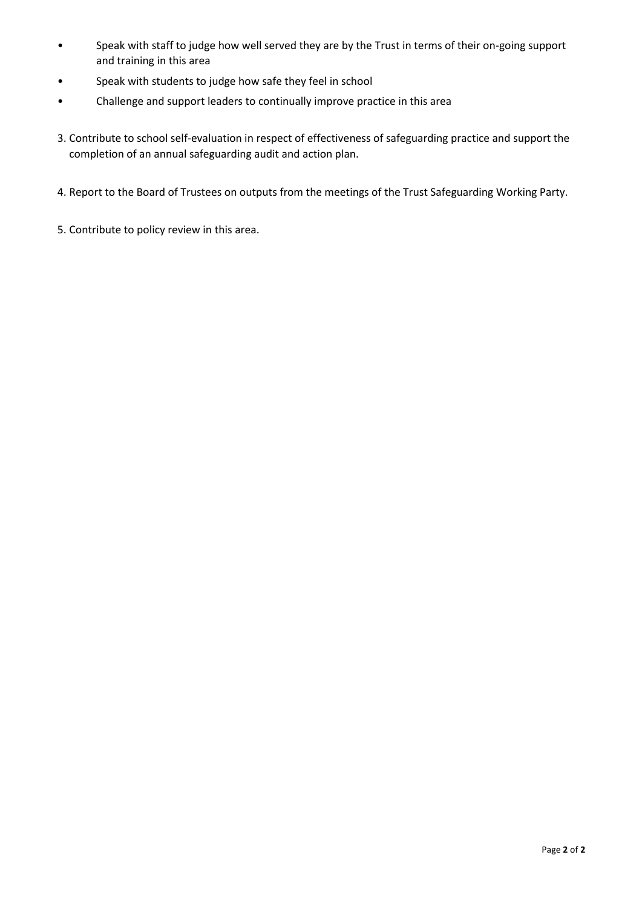- Speak with staff to judge how well served they are by the Trust in terms of their on-going support and training in this area
- Speak with students to judge how safe they feel in school
- Challenge and support leaders to continually improve practice in this area

3. Contribute to school self-evaluation in respect of effectiveness of safeguarding practice and support the completion of an annual safeguarding audit and action plan.

4. Report to the Board of Trustees on outputs from the meetings of the Trust Safeguarding Working Party.

5. Contribute to policy review in this area.